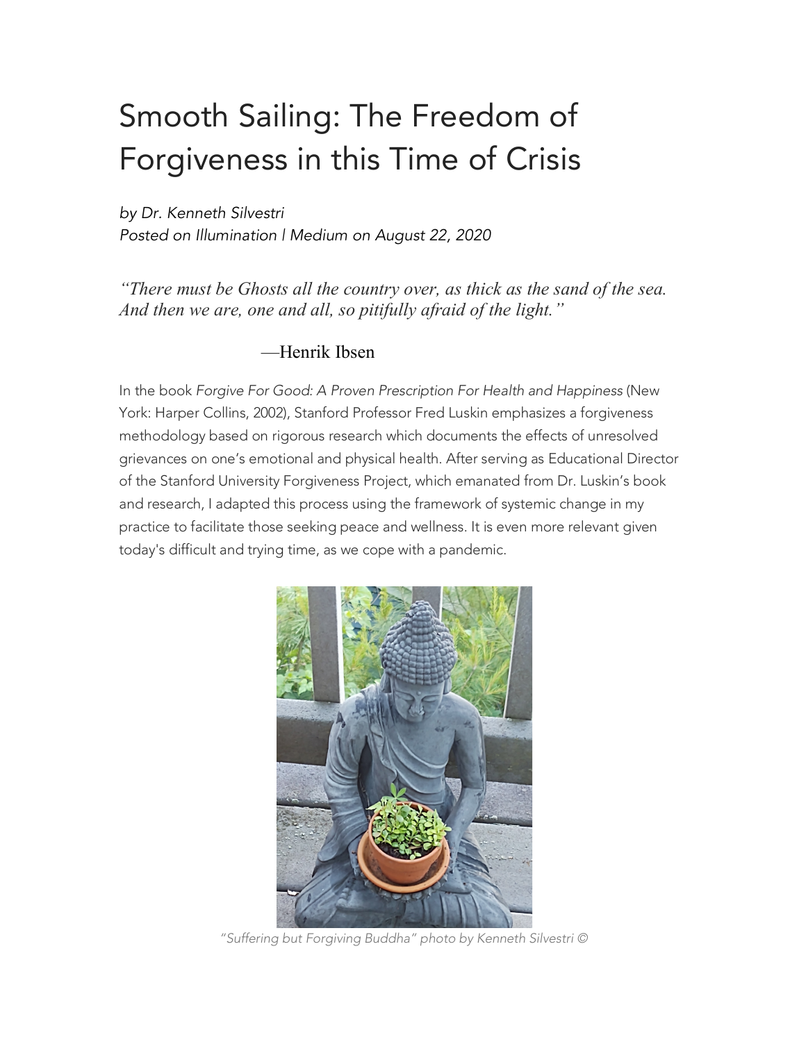# Smooth Sailing: The Freedom of Forgiveness in this Time of Crisis

*by Dr. Kenneth Silvestri*
*Posted on Illumination | Medium on August 22, 2020*

*"There must be Ghosts all the country over, as thick as the sand of the sea. And then we are, one and all, so pitifully afraid of the light."*

—Henrik Ibsen

In the book *Forgive For Good: A Proven Prescription For Health and Happiness* (New York: Harper Collins, 2002), Stanford Professor Fred Luskin emphasizes a forgiveness methodology based on rigorous research which documents the effects of unresolved grievances on one's emotional and physical health. After serving as Educational Director of the Stanford University Forgiveness Project, which emanated from Dr. Luskin's book and research, I adapted this process using the framework of systemic change in my practice to facilitate those seeking peace and wellness. It is even more relevant given today's difficult and trying time, as we cope with a pandemic.

*"Suffering but Forgiving Buddha" photo by Kenneth Silvestri ©*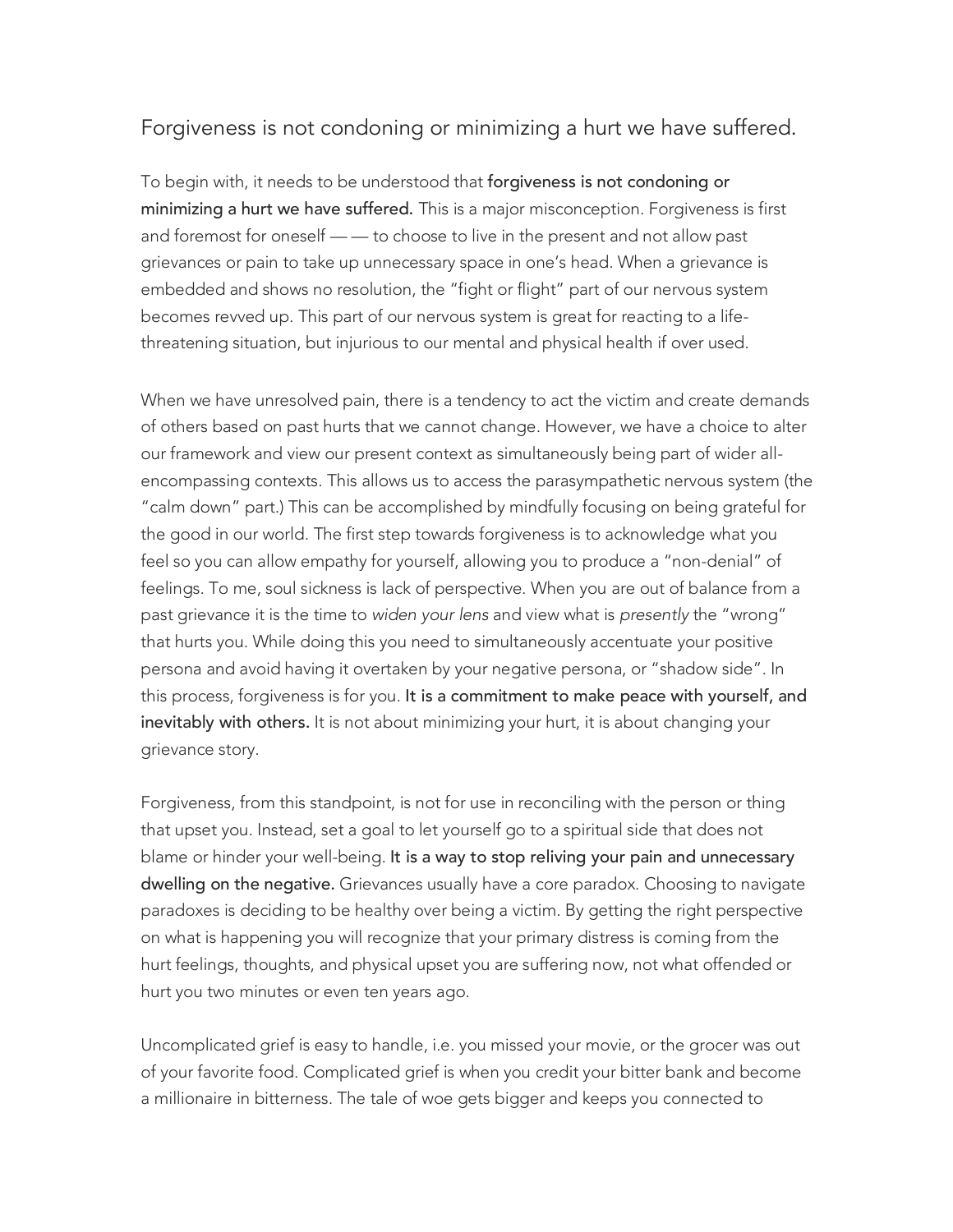## Forgiveness is not condoning or minimizing a hurt we have suffered.

To begin with, it needs to be understood that **forgiveness is not condoning or minimizing a hurt we have suffered.** This is a major misconception. Forgiveness is first and foremost for oneself — — to choose to live in the present and not allow past grievances or pain to take up unnecessary space in one's head. When a grievance is embedded and shows no resolution, the "fight or flight" part of our nervous system becomes revved up. This part of our nervous system is great for reacting to a life-threatening situation, but injurious to our mental and physical health if over used.

When we have unresolved pain, there is a tendency to act the victim and create demands of others based on past hurts that we cannot change. However, we have a choice to alter our framework and view our present context as simultaneously being part of wider all-encompassing contexts. This allows us to access the parasympathetic nervous system (the "calm down" part.) This can be accomplished by mindfully focusing on being grateful for the good in our world. The first step towards forgiveness is to acknowledge what you feel so you can allow empathy for yourself, allowing you to produce a "non-denial" of feelings. To me, soul sickness is lack of perspective. When you are out of balance from a past grievance it is the time to *widen your lens* and view what is *presently* the "wrong" that hurts you. While doing this you need to simultaneously accentuate your positive persona and avoid having it overtaken by your negative persona, or "shadow side". In this process, forgiveness is for you. **It is a commitment to make peace with yourself, and inevitably with others.** It is not about minimizing your hurt, it is about changing your grievance story.

Forgiveness, from this standpoint, is not for use in reconciling with the person or thing that upset you. Instead, set a goal to let yourself go to a spiritual side that does not blame or hinder your well-being. **It is a way to stop reliving your pain and unnecessary dwelling on the negative.** Grievances usually have a core paradox. Choosing to navigate paradoxes is deciding to be healthy over being a victim. By getting the right perspective on what is happening you will recognize that your primary distress is coming from the hurt feelings, thoughts, and physical upset you are suffering now, not what offended or hurt you two minutes or even ten years ago.

Uncomplicated grief is easy to handle, i.e. you missed your movie, or the grocer was out of your favorite food. Complicated grief is when you credit your bitter bank and become a millionaire in bitterness. The tale of woe gets bigger and keeps you connected to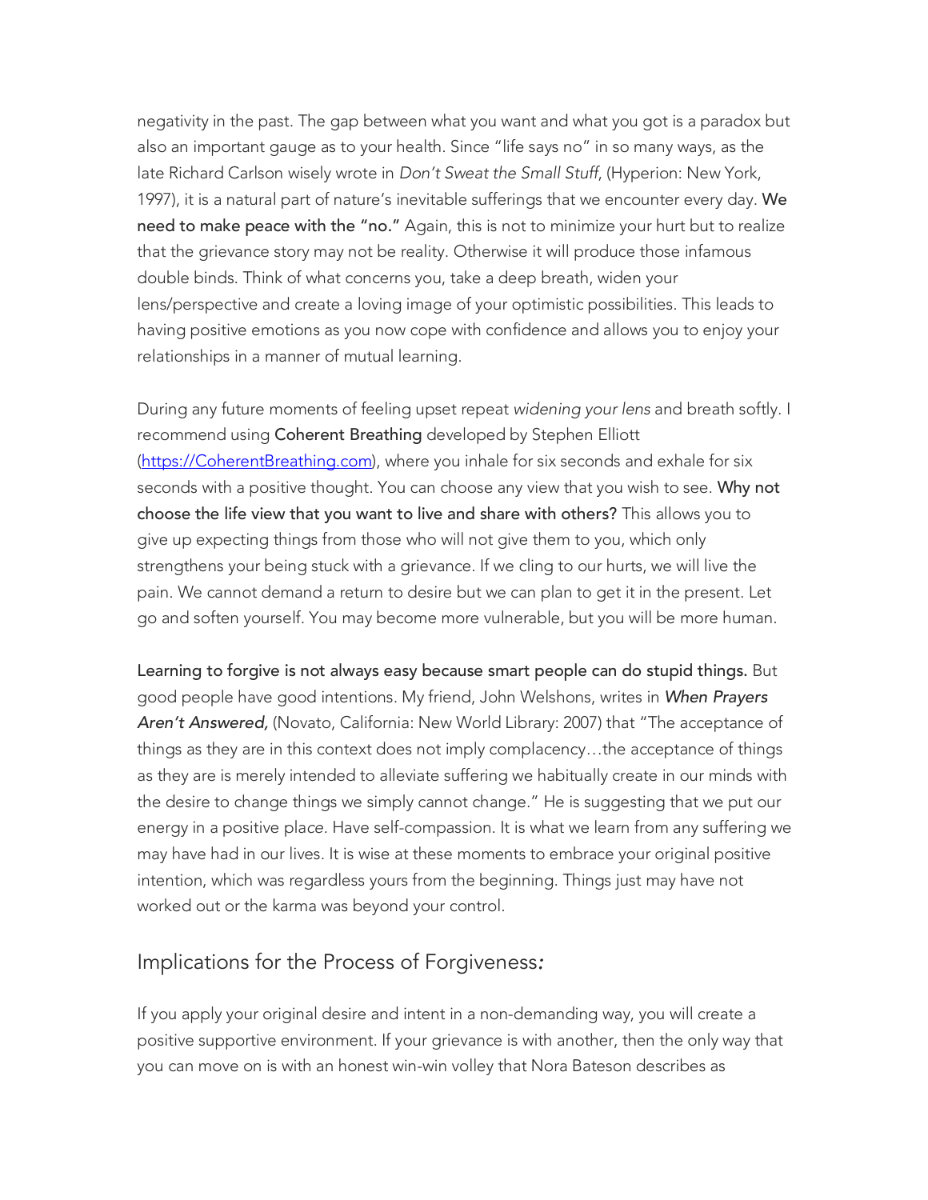negativity in the past. The gap between what you want and what you got is a paradox but also an important gauge as to your health. Since "life says no" in so many ways, as the late Richard Carlson wisely wrote in *Don't Sweat the Small Stuff*, (Hyperion: New York, 1997), it is a natural part of nature's inevitable sufferings that we encounter every day. **We need to make peace with the "no."** Again, this is not to minimize your hurt but to realize that the grievance story may not be reality. Otherwise it will produce those infamous double binds. Think of what concerns you, take a deep breath, widen your lens/perspective and create a loving image of your optimistic possibilities. This leads to having positive emotions as you now cope with confidence and allows you to enjoy your relationships in a manner of mutual learning.

During any future moments of feeling upset repeat *widening your lens* and breath softly. I recommend using **Coherent Breathing** developed by Stephen Elliott ([https://CoherentBreathing.com](https://CoherentBreathing.com)), where you inhale for six seconds and exhale for six seconds with a positive thought. You can choose any view that you wish to see. **Why not choose the life view that you want to live and share with others?** This allows you to give up expecting things from those who will not give them to you, which only strengthens your being stuck with a grievance. If we cling to our hurts, we will live the pain. We cannot demand a return to desire but we can plan to get it in the present. Let go and soften yourself. You may become more vulnerable, but you will be more human.

**Learning to forgive is not always easy because smart people can do stupid things.** But good people have good intentions. My friend, John Welshons, writes in ***When Prayers Aren't Answered,*** (Novato, California: New World Library: 2007) that "The acceptance of things as they are in this context does not imply complacency…the acceptance of things as they are is merely intended to alleviate suffering we habitually create in our minds with the desire to change things we simply cannot change." He is suggesting that we put our energy in a positive place. Have self-compassion. It is what we learn from any suffering we may have had in our lives. It is wise at these moments to embrace your original positive intention, which was regardless yours from the beginning. Things just may have not worked out or the karma was beyond your control.

## Implications for the Process of Forgiveness*:*

If you apply your original desire and intent in a non-demanding way, you will create a positive supportive environment. If your grievance is with another, then the only way that you can move on is with an honest win-win volley that Nora Bateson describes as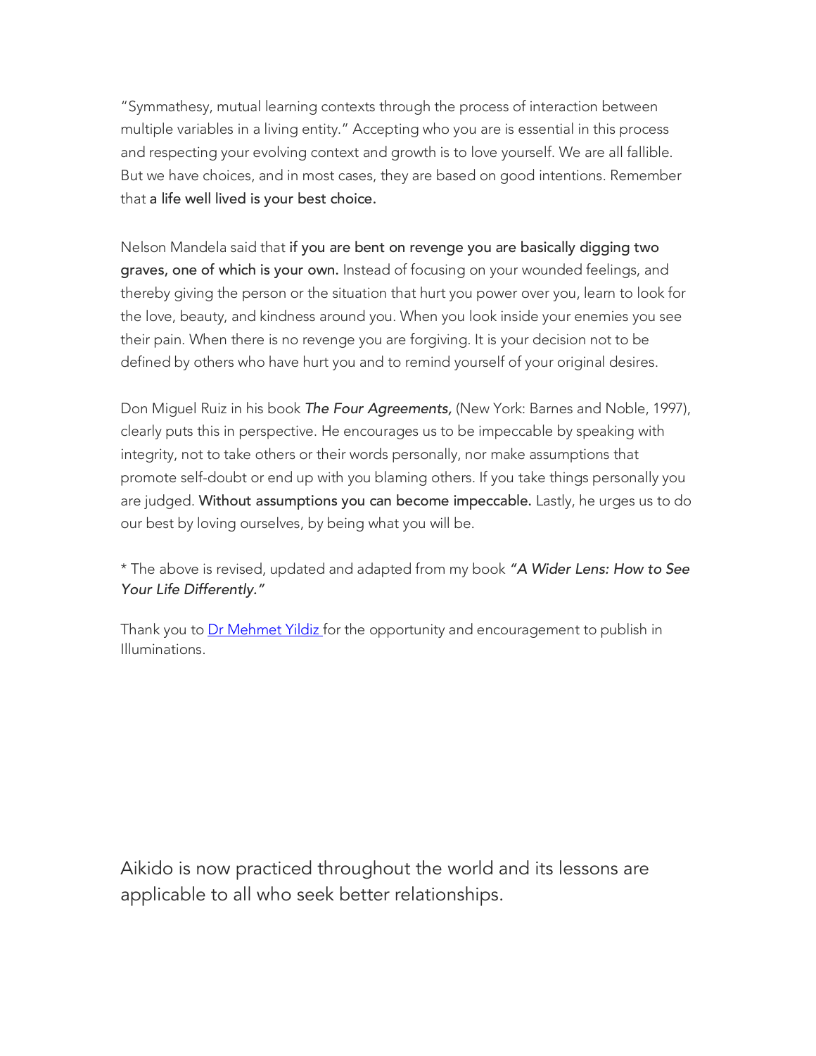"Symmathesy, mutual learning contexts through the process of interaction between multiple variables in a living entity." Accepting who you are is essential in this process and respecting your evolving context and growth is to love yourself. We are all fallible. But we have choices, and in most cases, they are based on good intentions. Remember that **a life well lived is your best choice.**

Nelson Mandela said that **if you are bent on revenge you are basically digging two graves, one of which is your own.** Instead of focusing on your wounded feelings, and thereby giving the person or the situation that hurt you power over you, learn to look for the love, beauty, and kindness around you. When you look inside your enemies you see their pain. When there is no revenge you are forgiving. It is your decision not to be defined by others who have hurt you and to remind yourself of your original desires.

Don Miguel Ruiz in his book ***The Four Agreements,*** (New York: Barnes and Noble, 1997), clearly puts this in perspective. He encourages us to be impeccable by speaking with integrity, not to take others or their words personally, nor make assumptions that promote self-doubt or end up with you blaming others. If you take things personally you are judged. **Without assumptions you can become impeccable.** Lastly, he urges us to do our best by loving ourselves, by being what you will be.

* The above is revised, updated and adapted from my book ***"A Wider Lens: How to See Your Life Differently."***

Thank you to [Dr Mehmet Yildiz](#) for the opportunity and encouragement to publish in Illuminations.

Aikido is now practiced throughout the world and its lessons are applicable to all who seek better relationships.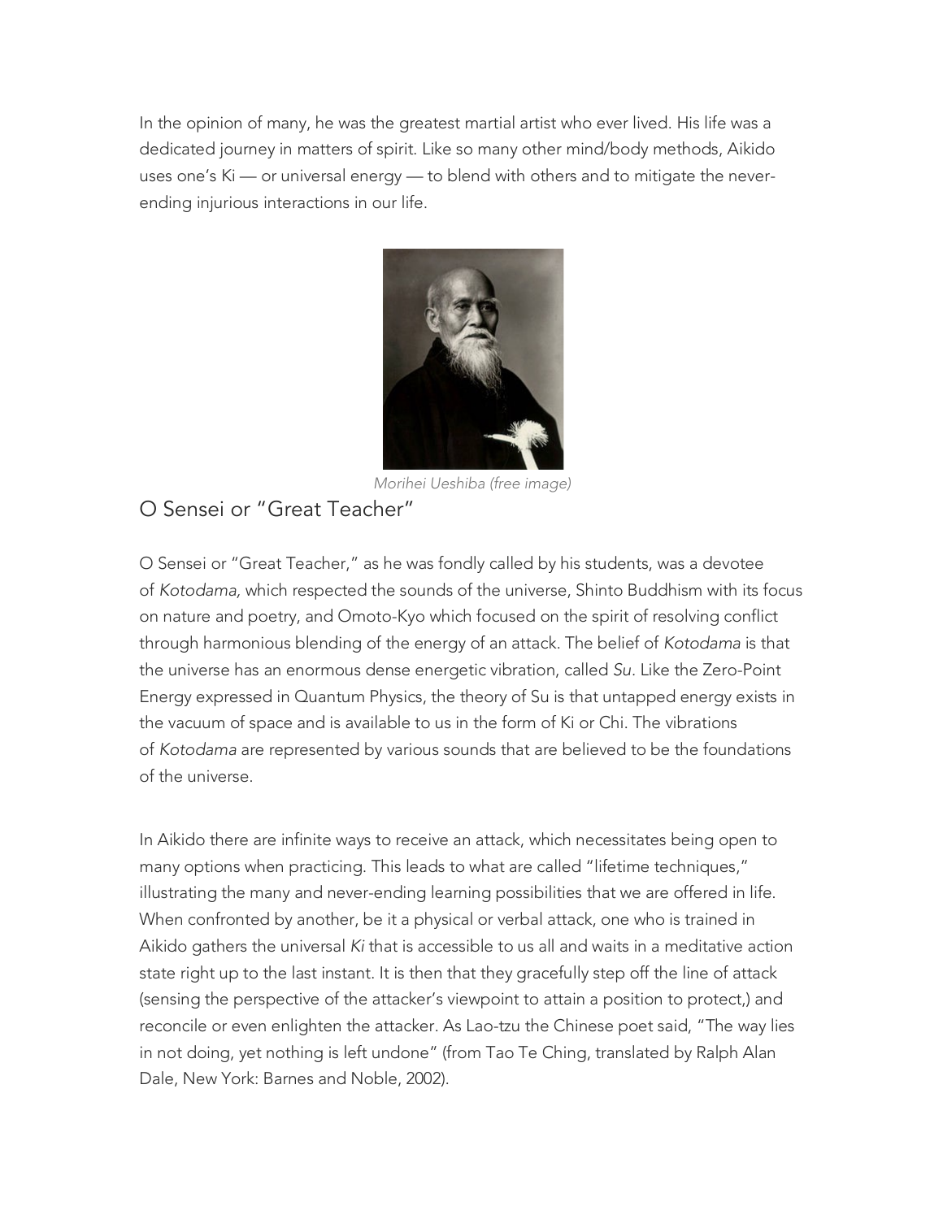In the opinion of many, he was the greatest martial artist who ever lived. His life was a dedicated journey in matters of spirit. Like so many other mind/body methods, Aikido uses one's Ki — or universal energy — to blend with others and to mitigate the never-ending injurious interactions in our life.

*Morihei Ueshiba (free image)*

## O Sensei or "Great Teacher"

O Sensei or "Great Teacher," as he was fondly called by his students, was a devotee of *Kotodama,* which respected the sounds of the universe, Shinto Buddhism with its focus on nature and poetry, and Omoto-Kyo which focused on the spirit of resolving conflict through harmonious blending of the energy of an attack. The belief of *Kotodama* is that the universe has an enormous dense energetic vibration, called *Su*. Like the Zero-Point Energy expressed in Quantum Physics, the theory of Su is that untapped energy exists in the vacuum of space and is available to us in the form of Ki or Chi. The vibrations of *Kotodama* are represented by various sounds that are believed to be the foundations of the universe.

In Aikido there are infinite ways to receive an attack, which necessitates being open to many options when practicing. This leads to what are called "lifetime techniques," illustrating the many and never-ending learning possibilities that we are offered in life. When confronted by another, be it a physical or verbal attack, one who is trained in Aikido gathers the universal *Ki* that is accessible to us all and waits in a meditative action state right up to the last instant. It is then that they gracefully step off the line of attack (sensing the perspective of the attacker's viewpoint to attain a position to protect,) and reconcile or even enlighten the attacker. As Lao-tzu the Chinese poet said, "The way lies in not doing, yet nothing is left undone" (from Tao Te Ching, translated by Ralph Alan Dale, New York: Barnes and Noble, 2002).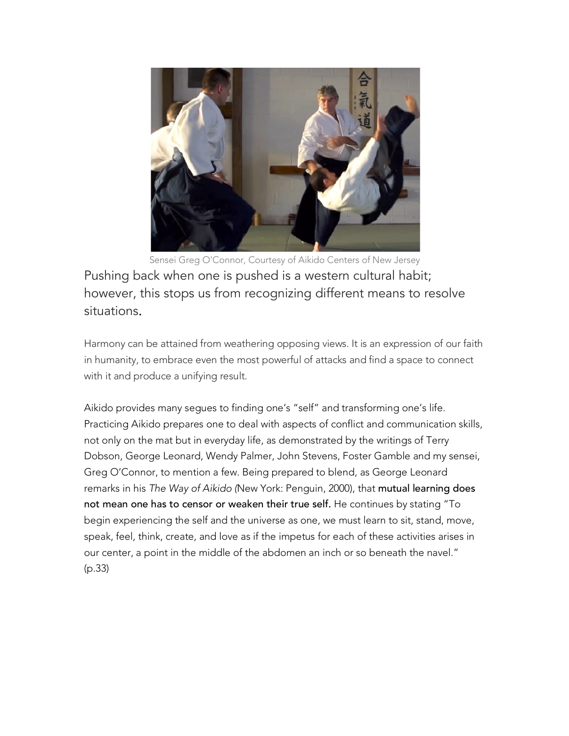Sensei Greg O'Connor, Courtesy of Aikido Centers of New Jersey

## Pushing back when one is pushed is a western cultural habit; however, this stops us from recognizing different means to resolve situations.

Harmony can be attained from weathering opposing views. It is an expression of our faith in humanity, to embrace even the most powerful of attacks and find a space to connect with it and produce a unifying result.

Aikido provides many segues to finding one's "self" and transforming one's life. Practicing Aikido prepares one to deal with aspects of conflict and communication skills, not only on the mat but in everyday life, as demonstrated by the writings of Terry Dobson, George Leonard, Wendy Palmer, John Stevens, Foster Gamble and my sensei, Greg O'Connor, to mention a few. Being prepared to blend, as George Leonard remarks in his *The Way of Aikido (*New York: Penguin, 2000), that **mutual learning does not mean one has to censor or weaken their true self.** He continues by stating "To begin experiencing the self and the universe as one, we must learn to sit, stand, move, speak, feel, think, create, and love as if the impetus for each of these activities arises in our center, a point in the middle of the abdomen an inch or so beneath the navel." (p.33)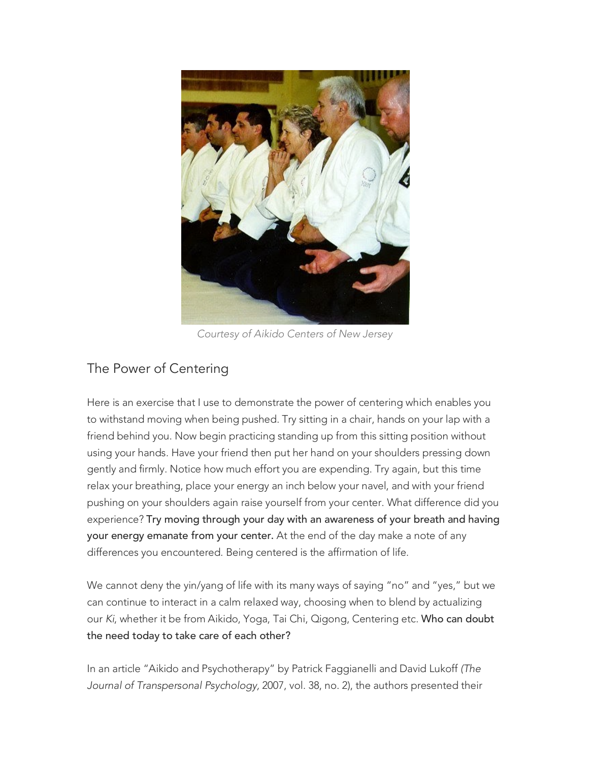*Courtesy of Aikido Centers of New Jersey*

## The Power of Centering

Here is an exercise that I use to demonstrate the power of centering which enables you to withstand moving when being pushed. Try sitting in a chair, hands on your lap with a friend behind you. Now begin practicing standing up from this sitting position without using your hands. Have your friend then put her hand on your shoulders pressing down gently and firmly. Notice how much effort you are expending. Try again, but this time relax your breathing, place your energy an inch below your navel, and with your friend pushing on your shoulders again raise yourself from your center. What difference did you experience? **Try moving through your day with an awareness of your breath and having your energy emanate from your center.** At the end of the day make a note of any differences you encountered. Being centered is the affirmation of life.

We cannot deny the yin/yang of life with its many ways of saying "no" and "yes," but we can continue to interact in a calm relaxed way, choosing when to blend by actualizing our *Ki*, whether it be from Aikido, Yoga, Tai Chi, Qigong, Centering etc. **Who can doubt the need today to take care of each other?**

In an article "Aikido and Psychotherapy" by Patrick Faggianelli and David Lukoff *(The Journal of Transpersonal Psychology,* 2007, vol. 38, no. 2), the authors presented their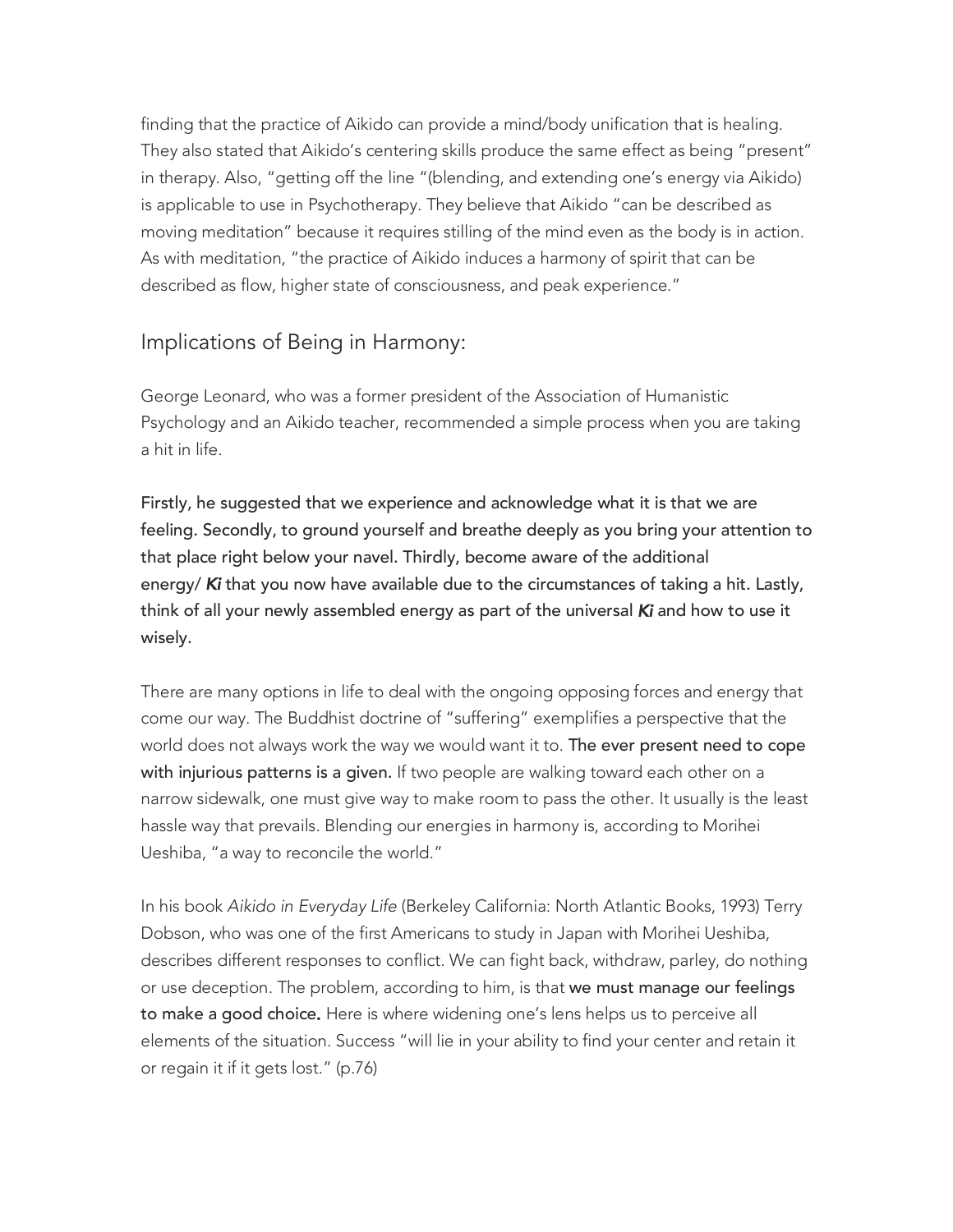finding that the practice of Aikido can provide a mind/body unification that is healing. They also stated that Aikido's centering skills produce the same effect as being "present" in therapy. Also, "getting off the line "(blending, and extending one's energy via Aikido) is applicable to use in Psychotherapy. They believe that Aikido "can be described as moving meditation" because it requires stilling of the mind even as the body is in action. As with meditation, "the practice of Aikido induces a harmony of spirit that can be described as flow, higher state of consciousness, and peak experience."

## Implications of Being in Harmony:

George Leonard, who was a former president of the Association of Humanistic Psychology and an Aikido teacher, recommended a simple process when you are taking a hit in life.

**Firstly, he suggested that we experience and acknowledge what it is that we are feeling. Secondly, to ground yourself and breathe deeply as you bring your attention to that place right below your navel. Thirdly, become aware of the additional energy/ *Ki* that you now have available due to the circumstances of taking a hit. Lastly, think of all your newly assembled energy as part of the universal *Ki* and how to use it wisely.**

There are many options in life to deal with the ongoing opposing forces and energy that come our way. The Buddhist doctrine of "suffering" exemplifies a perspective that the world does not always work the way we would want it to. **The ever present need to cope with injurious patterns is a given.** If two people are walking toward each other on a narrow sidewalk, one must give way to make room to pass the other. It usually is the least hassle way that prevails. Blending our energies in harmony is, according to Morihei Ueshiba, "a way to reconcile the world."

In his book *Aikido in Everyday Life* (Berkeley California: North Atlantic Books, 1993) Terry Dobson, who was one of the first Americans to study in Japan with Morihei Ueshiba, describes different responses to conflict. We can fight back, withdraw, parley, do nothing or use deception. The problem, according to him, is that **we must manage our feelings to make a good choice.** Here is where widening one's lens helps us to perceive all elements of the situation. Success "will lie in your ability to find your center and retain it or regain it if it gets lost." (p.76)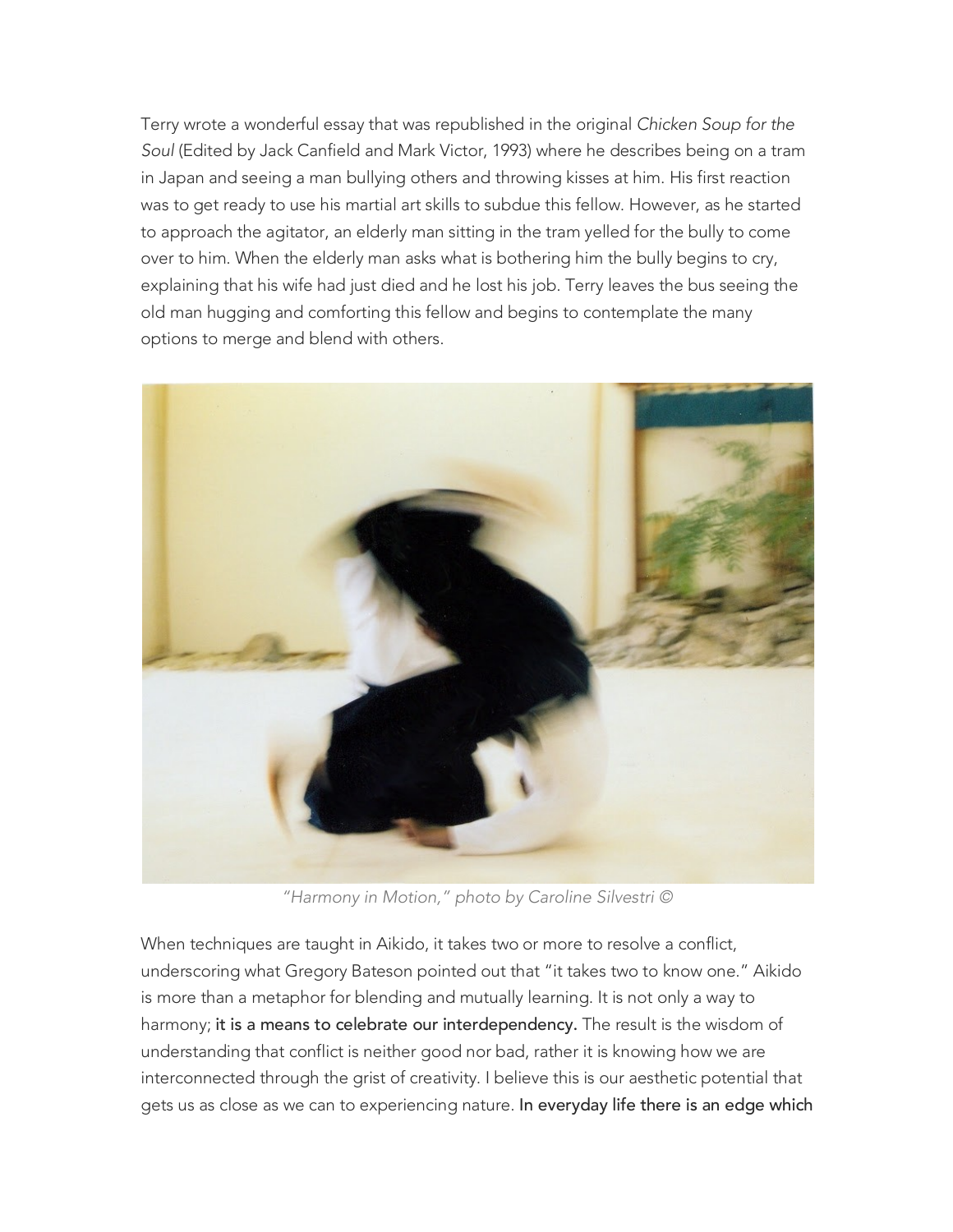Terry wrote a wonderful essay that was republished in the original *Chicken Soup for the Soul* (Edited by Jack Canfield and Mark Victor, 1993) where he describes being on a tram in Japan and seeing a man bullying others and throwing kisses at him. His first reaction was to get ready to use his martial art skills to subdue this fellow. However, as he started to approach the agitator, an elderly man sitting in the tram yelled for the bully to come over to him. When the elderly man asks what is bothering him the bully begins to cry, explaining that his wife had just died and he lost his job. Terry leaves the bus seeing the old man hugging and comforting this fellow and begins to contemplate the many options to merge and blend with others.

*"Harmony in Motion," photo by Caroline Silvestri ©*

When techniques are taught in Aikido, it takes two or more to resolve a conflict, underscoring what Gregory Bateson pointed out that "it takes two to know one." Aikido is more than a metaphor for blending and mutually learning. It is not only a way to harmony; **it is a means to celebrate our interdependency.** The result is the wisdom of understanding that conflict is neither good nor bad, rather it is knowing how we are interconnected through the grist of creativity. I believe this is our aesthetic potential that gets us as close as we can to experiencing nature. **In everyday life there is an edge which**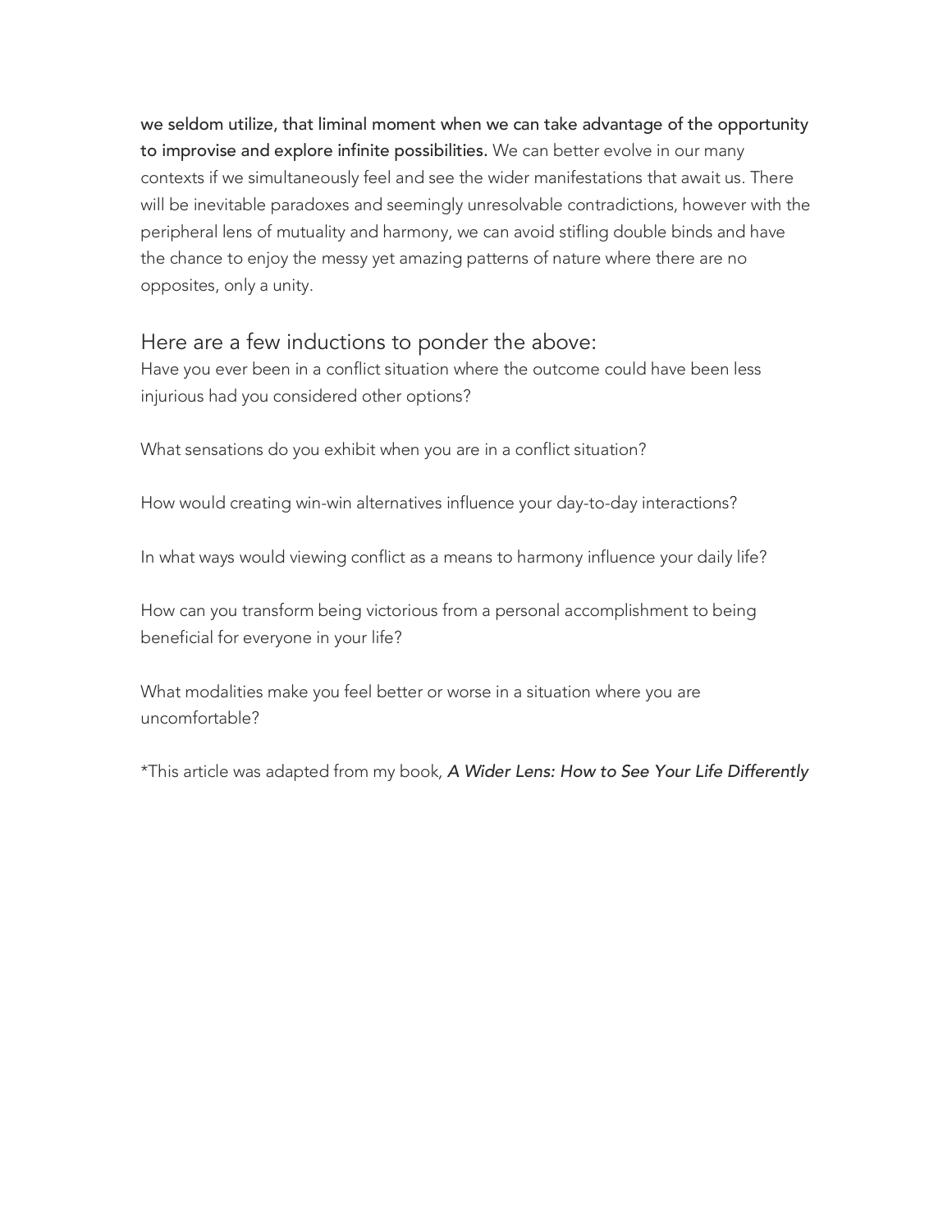**we seldom utilize, that liminal moment when we can take advantage of the opportunity to improvise and explore infinite possibilities.** We can better evolve in our many contexts if we simultaneously feel and see the wider manifestations that await us. There will be inevitable paradoxes and seemingly unresolvable contradictions, however with the peripheral lens of mutuality and harmony, we can avoid stifling double binds and have the chance to enjoy the messy yet amazing patterns of nature where there are no opposites, only a unity.

## Here are a few inductions to ponder the above:

Have you ever been in a conflict situation where the outcome could have been less injurious had you considered other options?

What sensations do you exhibit when you are in a conflict situation?

How would creating win-win alternatives influence your day-to-day interactions?

In what ways would viewing conflict as a means to harmony influence your daily life?

How can you transform being victorious from a personal accomplishment to being beneficial for everyone in your life?

What modalities make you feel better or worse in a situation where you are uncomfortable?

*This article was adapted from my book, ***A Wider Lens: How to See Your Life Differently***